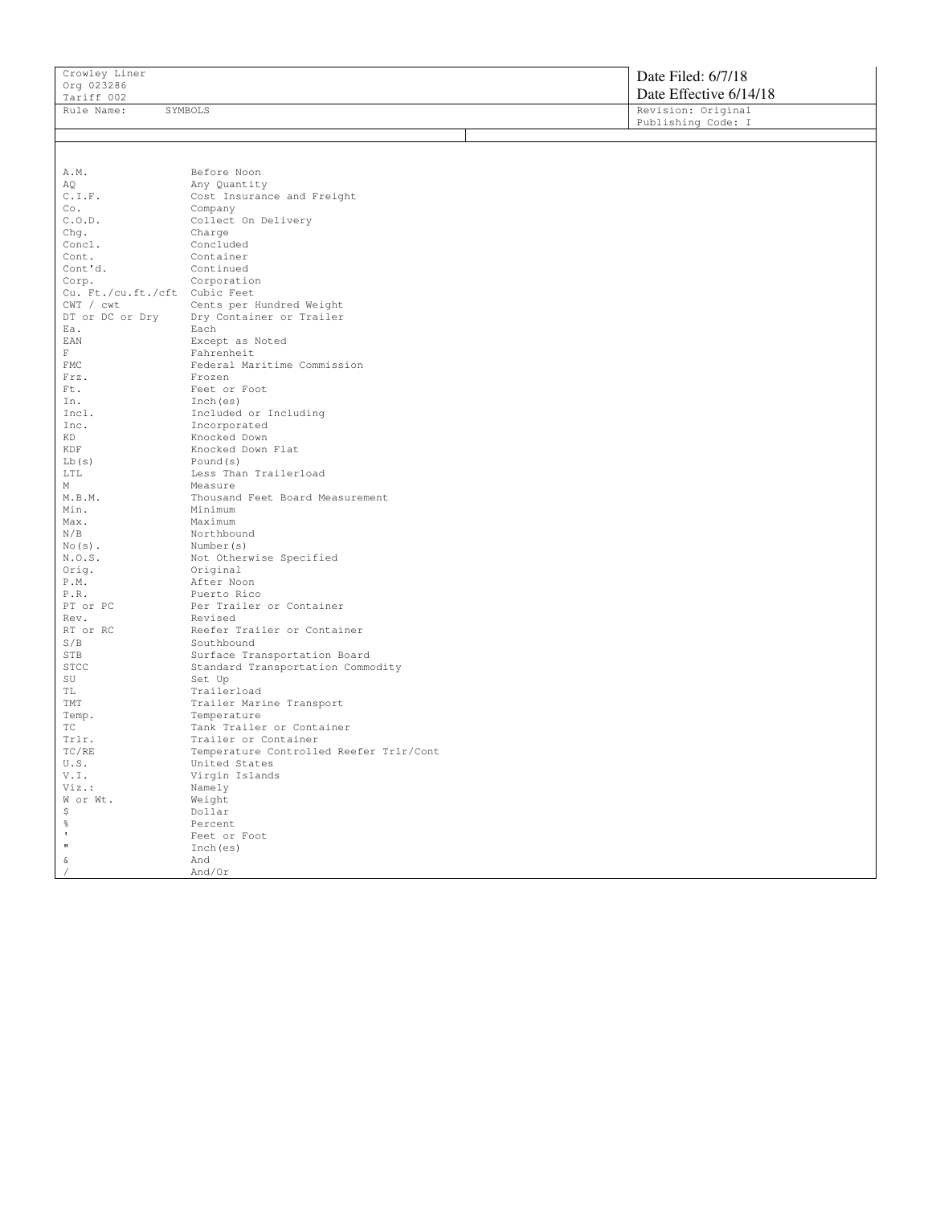| Crowley Liner<br>Org 023286<br>Tariff 002 | Date Filed: 6/7/18<br>Date Effective 6/14/18 |
|---|---|
| Rule Name: SYMBOLS | Revision: Original<br>Publishing Code: I |

| Symbol | Meaning |
|---|---|
| A.M. | Before Noon |
| AQ | Any Quantity |
| C.I.F. | Cost Insurance and Freight |
| Co. | Company |
| C.O.D. | Collect On Delivery |
| Chg. | Charge |
| Concl. | Concluded |
| Cont. | Container |
| Cont'd. | Continued |
| Corp. | Corporation |
| Cu. Ft./cu.ft./cft | Cubic Feet |
| CWT / cwt | Cents per Hundred Weight |
| DT or DC or Dry | Dry Container or Trailer |
| Ea. | Each |
| EAN | Except as Noted |
| F | Fahrenheit |
| FMC | Federal Maritime Commission |
| Frz. | Frozen |
| Ft. | Feet or Foot |
| In. | Inch(es) |
| Incl. | Included or Including |
| Inc. | Incorporated |
| KD | Knocked Down |
| KDF | Knocked Down Flat |
| Lb(s) | Pound(s) |
| LTL | Less Than Trailerload |
| M | Measure |
| M.B.M. | Thousand Feet Board Measurement |
| Min. | Minimum |
| Max. | Maximum |
| N/B | Northbound |
| No(s). | Number(s) |
| N.O.S. | Not Otherwise Specified |
| Orig. | Original |
| P.M. | After Noon |
| P.R. | Puerto Rico |
| PT or PC | Per Trailer or Container |
| Rev. | Revised |
| RT or RC | Reefer Trailer or Container |
| S/B | Southbound |
| STB | Surface Transportation Board |
| STCC | Standard Transportation Commodity |
| SU | Set Up |
| TL | Trailerload |
| TMT | Trailer Marine Transport |
| Temp. | Temperature |
| TC | Tank Trailer or Container |
| Trlr. | Trailer or Container |
| TC/RE | Temperature Controlled Reefer Trlr/Cont |
| U.S. | United States |
| V.I. | Virgin Islands |
| Viz.: | Namely |
| W or Wt. | Weight |
| $ | Dollar |
| % | Percent |
| ' | Feet or Foot |
| " | Inch(es) |
| & | And |
| / | And/Or |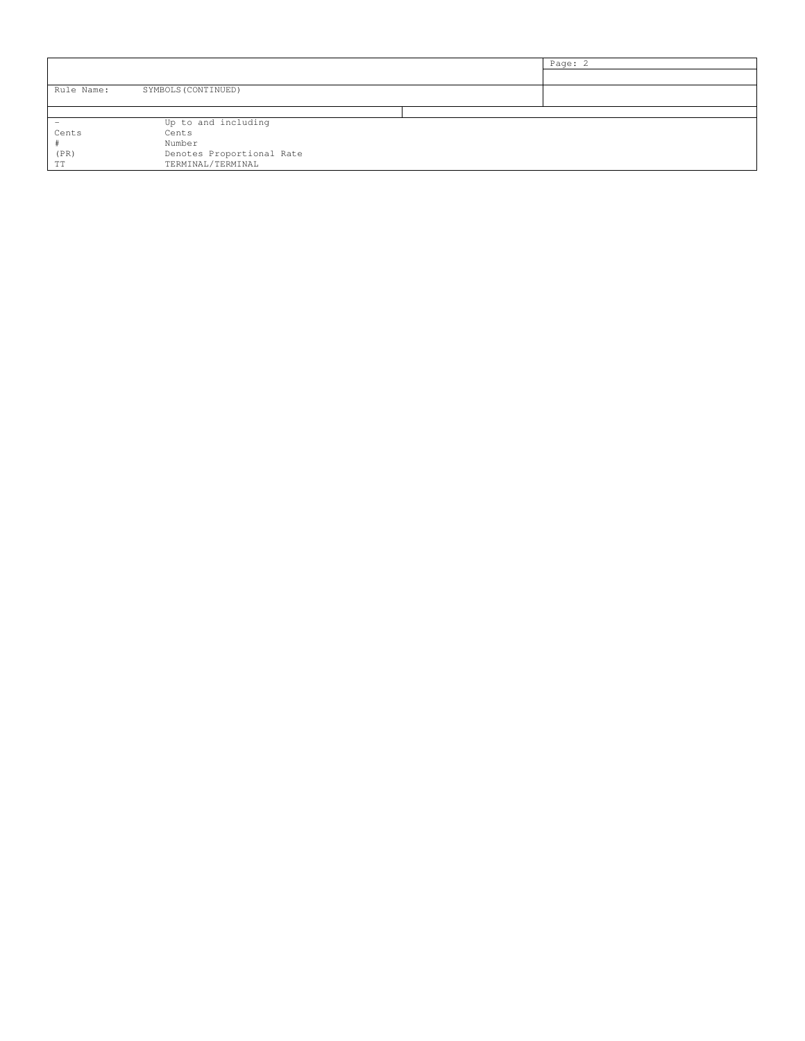Rule Name: SYMBOLS(CONTINUED)

| | |
|---|---|
| - | Up to and including |
| Cents | Cents |
| # | Number |
| (PR) | Denotes Proportional Rate |
| TT | TERMINAL/TERMINAL |